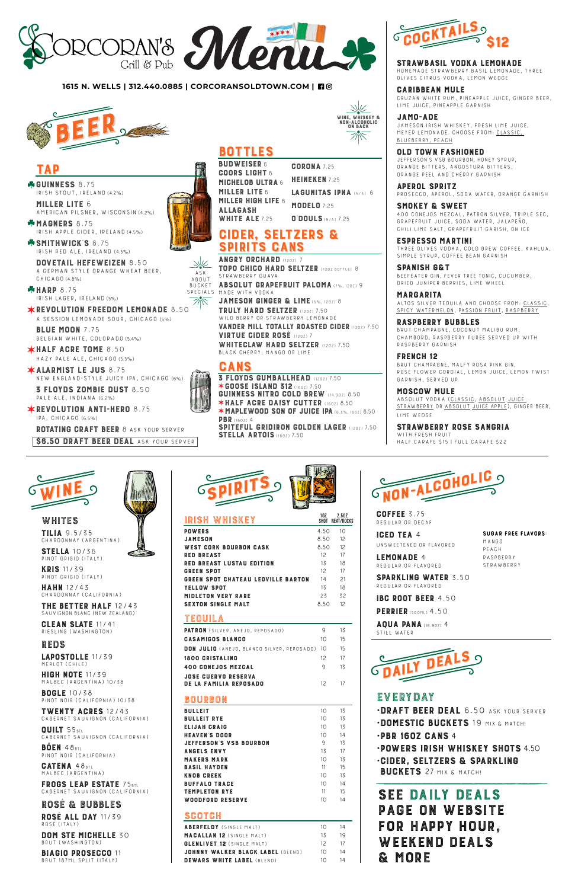# Corcoran's Grill & Pub Menu

1615 N. WELLS | 312.440.0885 | CORCORANSOLDTOWN.COM

## BEER

WINE, WHISKEY & NON-ALCOHOLIC ON BACK

### TAP

- ☘ **GUINNESS** 8.75 — IRISH STOUT, IRELAND (4.2%)
- **MILLER LITE** 6 — AMERICAN PILSNER, WISCONSIN (4.2%)
- ☘ **MAGNERS** 8.75 — IRISH APPLE CIDER, IRELAND (4.5%)
- ☘ **SMITHWICK'S** 8.75 — IRISH RED ALE, IRELAND (4.5%)
- **DOVETAIL HEFEWEIZEN** 8.50 — A GERMAN STYLE ORANGE WHEAT BEER, CHICAGO (4.8%)
- ☘ **HARP** 8.75 — IRISH LAGER, IRELAND (5%)
- ✶ **REVOLUTION FREEDOM LEMONADE** 8.50 — A SESSION LEMONADE SOUR, CHICAGO (5%)
- **BLUE MOON** 7.75 — BELGIAN WHITE, COLORADO (5.4%)
- ✶ **HALF ACRE TOME** 8.50 — HAZY PALE ALE, CHICAGO (5.5%)
- ✶ **ALARMIST LE JUS** 8.75 — NEW ENGLAND-STYLE JUICY IPA, CHICAGO (6%)
- **3 FLOYDS ZOMBIE DUST** 8.50 — PALE ALE, INDIANA (6.2%)
- ✶ **REVOLUTION ANTI-HERO** 8.75 — IPA, CHICAGO (6.5%)
- **ROTATING CRAFT BEER** 8 ASK YOUR SERVER
- **$6.50 DRAFT BEER DEAL** ASK YOUR SERVER

ASK ABOUT BUCKET SPECIALS

### BOTTLES

- **BUDWEISER** 6
- **COORS LIGHT** 6
- **MICHELOB ULTRA** 6
- **MILLER LITE** 6
- **MILLER HIGH LIFE** 6
- **ALLAGASH WHITE ALE** 7.25
- **CORONA** 7.25
- **HEINEKEN** 7.25
- **LAGUNITAS IPNA** (N/A) 6
- **MODELO** 7.25
- **O'DOULS** (N/A) 7.25

### CIDER, SELTZERS & SPIRITS CANS

- **ANGRY ORCHARD** (12OZ) 7
- **TOPO CHICO HARD SELTZER** (12OZ BOTTLE) 8 — STRAWBERRY GUAVA
- **ABSOLUT GRAPEFRUIT PALOMA** (7%, 12OZ) 9 — MADE WITH VODKA
- **JAMESON GINGER & LIME** (5%, 12OZ) 8
- **TRULY HARD SELTZER** (12OZ) 7.50 — WILD BERRY OR STRAWBERRY LEMONADE
- **VANDER MILL TOTALLY ROASTED CIDER** (12OZ) 7.50
- **VIRTUE CIDER ROSÉ** (12OZ) 7
- **WHITECLAW HARD SELTZER** (12OZ) 7.50 — BLACK CHERRY, MANGO OR LIME

### CANS

- **3 FLOYDS GUMBALLHEAD** (12OZ) 7.50
- ✶ **GOOSE ISLAND 312** (16OZ) 7.50
- **GUINNESS NITRO COLD BREW** (14.9OZ) 8.50
- ✶ **HALF ACRE DAISY CUTTER** (16OZ) 8.50
- ✶ **MAPLEWOOD SON OF JUICE IPA** (6.3%, 16OZ) 8.50
- **PBR** (16OZ) 4
- **SPITEFUL GRIDIRON GOLDEN LAGER** (12OZ) 7.50
- **STELLA ARTOIS** (16OZ) 7.50

## COCKTAILS $12

- **STRAWBASIL VODKA LEMONADE** — HOMEMADE STRAWBERRY BASIL LEMONADE, THREE OLIVES CITRUS VODKA, LEMON WEDGE
- **CARIBBEAN MULE** — CRUZAN WHITE RUM, PINEAPPLE JUICE, GINGER BEER, LIME JUICE, PINEAPPLE GARNISH
- **JAMO-ADE** — JAMESON IRISH WHISKEY, FRESH LIME JUICE, MEYER LEMONADE. CHOOSE FROM: CLASSIC, BLUEBERRY, PEACH
- **OLD TOWN FASHIONED** — JEFFERSON'S VSB BOURBON, HONEY SYRUP, ORANGE BITTERS, ANGOSTURA BITTERS, ORANGE PEEL AND CHERRY GARNISH
- **APEROL SPRITZ** — PROSECCO, APEROL, SODA WATER, ORANGE GARNISH
- **SMOKEY & SWEET** — 400 CONEJOS MEZCAL, PATRON SILVER, TRIPLE SEC, GRAPEFRUIT JUICE, SODA WATER, JALAPEÑO, CHILI LIME SALT, GRAPEFRUIT GARISH, ON ICE
- **ESPRESSO MARTINI** — THREE OLIVES VODKA, COLD BREW COFFEE, KAHLUA, SIMPLE SYRUP, COFFEE BEAN GARNISH
- **SPANISH G&T** — BEEFEATER GIN, FEVER TREE TONIC, CUCUMBER, DRIED JUNIPER BERRIES, LIME WHEEL
- **MARGARITA** — ALTOS SILVER TEQUILA AND CHOOSE FROM: CLASSIC, SPICY WATERMELON, PASSION FRUIT, RASPBERRY
- **RASPBERRY BUBBLES** — BRUT CHAMPAGNE, COCONUT MALIBU RUM, CHAMBORD, RASPBERRY PUREE SERVED UP WITH RASPBERRY GARNISH
- **FRENCH 12** — BRUT CHAMPAGNE, MALFY ROSA PINK GIN, ROSE FLOWER CORDIAL, LEMON JUICE, LEMON TWIST GARNISH, SERVED UP
- **MOSCOW MULE** — ABSOLUT VODKA (CLASSIC, ABSOLUT JUICE STRAWBERRY OR ABSOLUT JUICE APPLE), GINGER BEER, LIME WEDGE
- **STRAWBERRY ROSE SANGRIA** — WITH FRESH FRUIT. HALF CARAFE $15 | FULL CARAFE $22

## WINE

### WHITES

- **TILIA** 9.5/35 — CHARDONNAY (ARGENTINA)
- **STELLA** 10/36 — PINOT GRIGIO (ITALY)
- **KRIS** 11/39 — PINOT GRIGIO (ITALY)
- **HAHN** 12/43 — CHARDONNAY (CALIFORNIA)
- **THE BETTER HALF** 12/43 — SAUVIGNON BLANC (NEW ZEALAND)
- **CLEAN SLATE** 11/41 — RIESLING (WASHINGTON)

### REDS

- **LAPOSTOLLE** 11/39 — MERLOT (CHILE)
- **HIGH NOTE** 11/39 — MALBEC (ARGENTINA) 10/38
- **BOGLE** 10/38 — PINOT NOIR (CALIFORNIA) 10/38
- **TWENTY ACRES** 12/43 — CABERNET SAUVIGNON (CALIFORNIA)
- **QUILT** 55BTL — CABERNET SAUVIGNON (CALIFORNIA)
- **BÖEN** 48BTL — PINOT NOIR (CALIFORNIA)
- **CATENA** 48BTL — MALBEC (ARGENTINA)
- **FROGS LEAP ESTATE** 75BTL — CABERNET SAUVIGNON (CALIFORNIA)

### ROSÉ & BUBBLES

- **ROSÉ ALL DAY** 11/39 — ROSE (ITALY)
- **DOM STE MICHELLE** 30 — BRUT (WASHINGTON)
- **BIAGIO PROSECCO** 11 — BRUT 187ML SPLIT (ITALY)

## SPIRITS

| IRISH WHISKEY | 1OZ SHOT | 2.5OZ NEAT/ROCKS |
|---|---|---|
| POWERS | 4.50 | 10 |
| JAMESON | 8.50 | 12 |
| WEST CORK BOURBON CASK | 8.50 | 12 |
| RED BREAST | 12 | 17 |
| RED BREAST LUSTAU EDITION | 13 | 18 |
| GREEN SPOT | 12 | 17 |
| GREEN SPOT CHATEAU LEOVILLE BARTON | 14 | 21 |
| YELLOW SPOT | 13 | 18 |
| MIDLETON VERY RARE | 23 | 32 |
| SEXTON SINGLE MALT | 8.50 | 12 |
| **TEQUILA** | | |
| PATRON (SILVER, ANEJO, REPOSADO) | 9 | 13 |
| CASAMIGOS BLANCO | 10 | 15 |
| DON JULIO (ANEJO, BLANCO SILVER, REPOSADO) | 10 | 15 |
| 1800 CRISTALINO | 12 | 17 |
| 400 CONEJOS MEZCAL | 9 | 13 |
| JOSE CUERVO RESERVA DE LA FAMILIA REPOSADO | 12 | 17 |
| **BOURBON** | | |
| BULLEIT | 10 | 13 |
| BULLEIT RYE | 10 | 13 |
| ELIJAH CRAIG | 10 | 13 |
| HEAVEN'S DOOR | 10 | 14 |
| JEFFERSON'S VSB BOURBON | 9 | 13 |
| ANGELS ENVY | 13 | 17 |
| MAKERS MARK | 10 | 13 |
| BASIL HAYDEN | 11 | 15 |
| KNOB CREEK | 10 | 13 |
| BUFFALO TRACE | 10 | 14 |
| TEMPLETON RYE | 11 | 15 |
| WOODFORD RESERVE | 10 | 14 |
| **SCOTCH** | | |
| ABERFELDY (SINGLE MALT) | 10 | 14 |
| MACALLAN 12 (SINGLE MALT) | 13 | 19 |
| GLENLIVET 12 (SINGLE MALT) | 12 | 17 |
| JOHNNY WALKER BLACK LABEL (BLEND) | 10 | 14 |
| DEWARS WHITE LABEL (BLEND) | 10 | 14 |

## NON-ALCOHOLIC

- **COFFEE** 3.75 — REGULAR OR DECAF
- **ICED TEA** 4 — UNSWEETENED OR FLAVORED
- **LEMONADE** 4 — REGULAR OR FLAVORED
- **SPARKLING WATER** 3.50 — REGULAR OR FLAVORED
- **IBC ROOT BEER** 4.50
- **PERRIER** (500ML) 4.50
- **AQUA PANA** (16.9OZ) 4 — STILL WATER

**SUGAR FREE FLAVORS:** MANGO, PEACH, RASPBERRY, STRAWBERRY

## DAILY DEALS

### EVERYDAY

- **DRAFT BEER DEAL** 6.50 ASK YOUR SERVER
- **DOMESTIC BUCKETS** 19 MIX & MATCH!
- **PBR 16OZ CANS** 4
- **POWERS IRISH WHISKEY SHOTS** 4.50
- **CIDER, SELTZERS & SPARKLING BUCKETS** 27 MIX & MATCH!

**SEE DAILY DEALS PAGE ON WEBSITE FOR HAPPY HOUR, WEEKEND DEALS & MORE**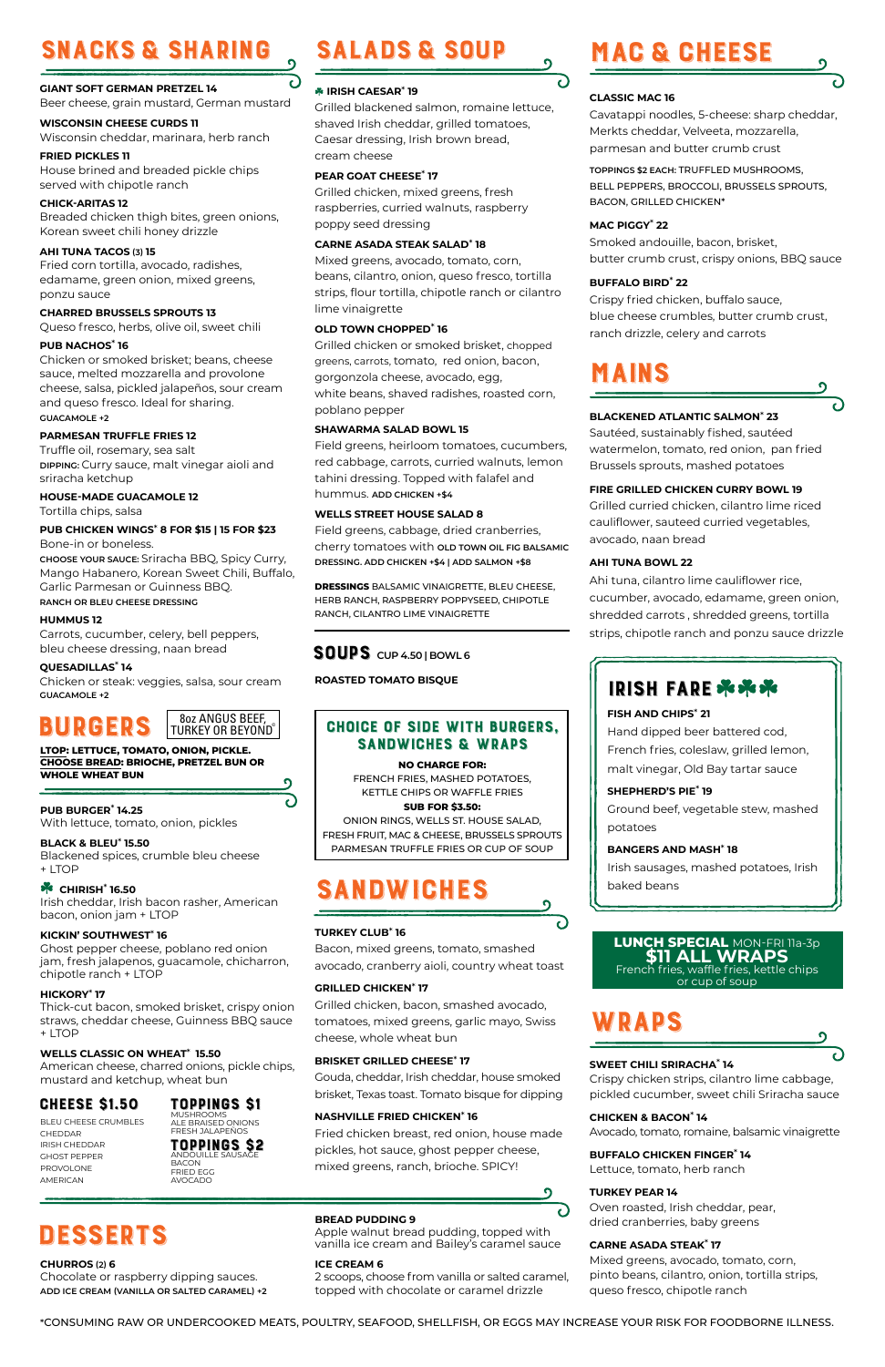# SNACKS & SHARING

**GIANT SOFT GERMAN PRETZEL 14**
Beer cheese, grain mustard, German mustard

**WISCONSIN CHEESE CURDS 11**
Wisconsin cheddar, marinara, herb ranch

**FRIED PICKLES 11**
House brined and breaded pickle chips served with chipotle ranch

**CHICK-ARITAS 12**
Breaded chicken thigh bites, green onions, Korean sweet chili honey drizzle

**AHI TUNA TACOS (3) 15**
Fried corn tortilla, avocado, radishes, edamame, green onion, mixed greens, ponzu sauce

**CHARRED BRUSSELS SPROUTS 13**
Queso fresco, herbs, olive oil, sweet chili

**PUB NACHOS* 16**
Chicken or smoked brisket; beans, cheese sauce, melted mozzarella and provolone cheese, salsa, pickled jalapeños, sour cream and queso fresco. Ideal for sharing.
**GUACAMOLE +2**

**PARMESAN TRUFFLE FRIES 12**
Truffle oil, rosemary, sea salt
**DIPPING:** Curry sauce, malt vinegar aioli and sriracha ketchup

**HOUSE-MADE GUACAMOLE 12**
Tortilla chips, salsa

**PUB CHICKEN WINGS* 8 FOR $15 | 15 FOR $23**
Bone-in or boneless.
**CHOOSE YOUR SAUCE:** Sriracha BBQ, Spicy Curry, Mango Habanero, Korean Sweet Chili, Buffalo, Garlic Parmesan or Guinness BBQ.
**RANCH OR BLEU CHEESE DRESSING**

**HUMMUS 12**
Carrots, cucumber, celery, bell peppers, bleu cheese dressing, naan bread

**QUESADILLAS* 14**
Chicken or steak: veggies, salsa, sour cream
**GUACAMOLE +2**

# BURGERS

8oz ANGUS BEEF, TURKEY OR BEYOND®

**LTOP: LETTUCE, TOMATO, ONION, PICKLE.**
**CHOOSE BREAD: BRIOCHE, PRETZEL BUN OR WHOLE WHEAT BUN**

**PUB BURGER* 14.25**
With lettuce, tomato, onion, pickles

**BLACK & BLEU* 15.50**
Blackened spices, crumble bleu cheese + LTOP

**☘ CHIRISH* 16.50**
Irish cheddar, Irish bacon rasher, American bacon, onion jam + LTOP

**KICKIN' SOUTHWEST* 16**
Ghost pepper cheese, poblano red onion jam, fresh jalapenos, guacamole, chicharron, chipotle ranch + LTOP

**HICKORY* 17**
Thick-cut bacon, smoked brisket, crispy onion straws, cheddar cheese, Guinness BBQ sauce + LTOP

**WELLS CLASSIC ON WHEAT* 15.50**
American cheese, charred onions, pickle chips, mustard and ketchup, wheat bun

### CHEESE $1.50
BLEU CHEESE CRUMBLES
CHEDDAR
IRISH CHEDDAR
GHOST PEPPER
PROVOLONE
AMERICAN

### TOPPINGS $1
MUSHROOMS
ALE BRAISED ONIONS
FRESH JALAPEÑOS

### TOPPINGS $2
ANDOUILLE SAUSAGE
BACON
FRIED EGG
AVOCADO

# SALADS & SOUP

**☘ IRISH CAESAR* 19**
Grilled blackened salmon, romaine lettuce, shaved Irish cheddar, grilled tomatoes, Caesar dressing, Irish brown bread, cream cheese

**PEAR GOAT CHEESE* 17**
Grilled chicken, mixed greens, fresh raspberries, curried walnuts, raspberry poppy seed dressing

**CARNE ASADA STEAK SALAD* 18**
Mixed greens, avocado, tomato, corn, beans, cilantro, onion, queso fresco, tortilla strips, flour tortilla, chipotle ranch or cilantro lime vinaigrette

**OLD TOWN CHOPPED* 16**
Grilled chicken or smoked brisket, chopped greens, carrots, tomato, red onion, bacon, gorgonzola cheese, avocado, egg, white beans, shaved radishes, roasted corn, poblano pepper

**SHAWARMA SALAD BOWL 15**
Field greens, heirloom tomatoes, cucumbers, red cabbage, carrots, curried walnuts, lemon tahini dressing. Topped with falafel and hummus. **ADD CHICKEN +$4**

**WELLS STREET HOUSE SALAD 8**
Field greens, cabbage, dried cranberries, cherry tomatoes with **OLD TOWN OIL FIG BALSAMIC DRESSING. ADD CHICKEN +$4 | ADD SALMON +$8**

**DRESSINGS** BALSAMIC VINAIGRETTE, BLEU CHEESE, HERB RANCH, RASPBERRY POPPYSEED, CHIPOTLE RANCH, CILANTRO LIME VINAIGRETTE

### SOUPS CUP 4.50 | BOWL 6

**ROASTED TOMATO BISQUE**

### CHOICE OF SIDE WITH BURGERS, SANDWICHES & WRAPS

**NO CHARGE FOR:**
FRENCH FRIES, MASHED POTATOES, KETTLE CHIPS OR WAFFLE FRIES

**SUB FOR $3.50:**
ONION RINGS, WELLS ST. HOUSE SALAD, FRESH FRUIT, MAC & CHEESE, BRUSSELS SPROUTS PARMESAN TRUFFLE FRIES OR CUP OF SOUP

# SANDWICHES

**TURKEY CLUB* 16**
Bacon, mixed greens, tomato, smashed avocado, cranberry aioli, country wheat toast

**GRILLED CHICKEN* 17**
Grilled chicken, bacon, smashed avocado, tomatoes, mixed greens, garlic mayo, Swiss cheese, whole wheat bun

**BRISKET GRILLED CHEESE* 17**
Gouda, cheddar, Irish cheddar, house smoked brisket, Texas toast. Tomato bisque for dipping

**NASHVILLE FRIED CHICKEN* 16**
Fried chicken breast, red onion, house made pickles, hot sauce, ghost pepper cheese, mixed greens, ranch, brioche. SPICY!

# MAC & CHEESE

**CLASSIC MAC 16**
Cavatappi noodles, 5-cheese: sharp cheddar, Merkts cheddar, Velveeta, mozzarella, parmesan and butter crumb crust

**TOPPINGS $2 EACH:** TRUFFLED MUSHROOMS, BELL PEPPERS, BROCCOLI, BRUSSELS SPROUTS, BACON, GRILLED CHICKEN*

**MAC PIGGY* 22**
Smoked andouille, bacon, brisket, butter crumb crust, crispy onions, BBQ sauce

**BUFFALO BIRD* 22**
Crispy fried chicken, buffalo sauce, blue cheese crumbles, butter crumb crust, ranch drizzle, celery and carrots

# MAINS

**BLACKENED ATLANTIC SALMON* 23**
Sautéed, sustainably fished, sautéed watermelon, tomato, red onion, pan fried Brussels sprouts, mashed potatoes

**FIRE GRILLED CHICKEN CURRY BOWL 19**
Grilled curried chicken, cilantro lime riced cauliflower, sauteed curried vegetables, avocado, naan bread

**AHI TUNA BOWL 22**
Ahi tuna, cilantro lime cauliflower rice, cucumber, avocado, edamame, green onion, shredded carrots , shredded greens, tortilla strips, chipotle ranch and ponzu sauce drizzle

# IRISH FARE ☘☘☘

**FISH AND CHIPS* 21**
Hand dipped beer battered cod, French fries, coleslaw, grilled lemon, malt vinegar, Old Bay tartar sauce

**SHEPHERD'S PIE* 19**
Ground beef, vegetable stew, mashed potatoes

**BANGERS AND MASH* 18**
Irish sausages, mashed potatoes, Irish baked beans

**LUNCH SPECIAL** MON-FRI 11a-3p
**$11 ALL WRAPS**
French fries, waffle fries, kettle chips or cup of soup

# WRAPS

**SWEET CHILI SRIRACHA* 14**
Crispy chicken strips, cilantro lime cabbage, pickled cucumber, sweet chili Sriracha sauce

**CHICKEN & BACON* 14**
Avocado, tomato, romaine, balsamic vinaigrette

**BUFFALO CHICKEN FINGER* 14**
Lettuce, tomato, herb ranch

**TURKEY PEAR 14**
Oven roasted, Irish cheddar, pear, dried cranberries, baby greens

**CARNE ASADA STEAK* 17**
Mixed greens, avocado, tomato, corn, pinto beans, cilantro, onion, tortilla strips, queso fresco, chipotle ranch

# DESSERTS

**CHURROS (2) 6**
Chocolate or raspberry dipping sauces.
**ADD ICE CREAM (VANILLA OR SALTED CARAMEL) +2**

**BREAD PUDDING 9**
Apple walnut bread pudding, topped with vanilla ice cream and Bailey's caramel sauce

**ICE CREAM 6**
2 scoops, choose from vanilla or salted caramel, topped with chocolate or caramel drizzle

*CONSUMING RAW OR UNDERCOOKED MEATS, POULTRY, SEAFOOD, SHELLFISH, OR EGGS MAY INCREASE YOUR RISK FOR FOODBORNE ILLNESS.